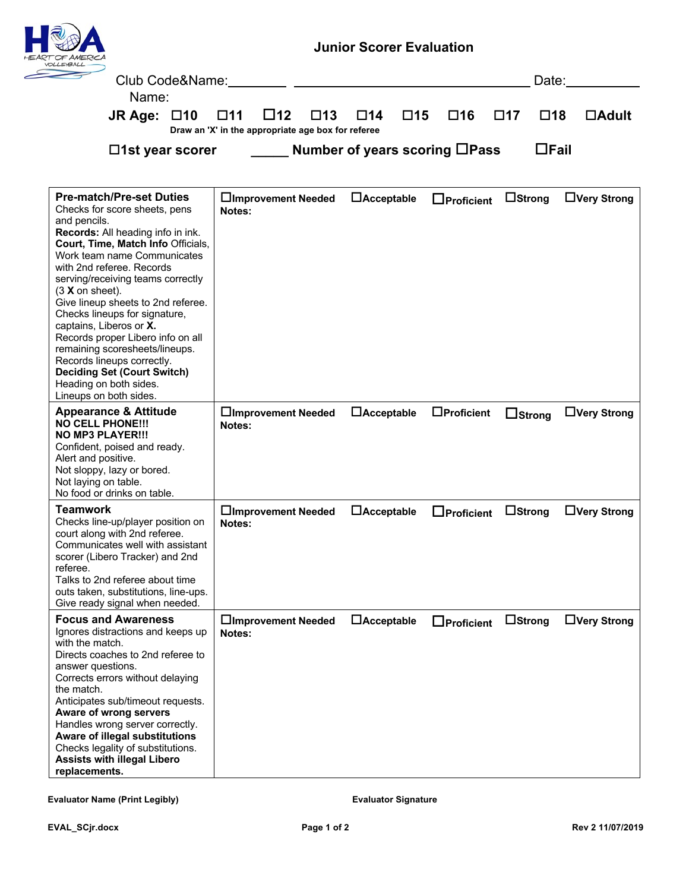# Junior Scorer Evaluation

Club Code&Name:________ ________________________________ Date:__________

Name:

**JR Age:** ☐10 ☐11 ☐12 ☐13 ☐14 ☐15 ☐16 ☐17 ☐18 ☐Adult

**Draw an 'X' in the appropriate age box for referee**

☐1st year scorer _____ Number of years scoring ☐Pass ☐Fail

| Criteria | Rating |
|---|---|
| **Pre-match/Pre-set Duties**<br>Checks for score sheets, pens and pencils.<br>**Records:** All heading info in ink.<br>**Court, Time, Match Info** Officials, Work team name Communicates with 2nd referee. Records serving/receiving teams correctly (3 **X** on sheet).<br>Give lineup sheets to 2nd referee.<br>Checks lineups for signature, captains, Liberos or **X.**<br>Records proper Libero info on all remaining scoresheets/lineups.<br>Records lineups correctly.<br>**Deciding Set (Court Switch)**<br>Heading on both sides.<br>Lineups on both sides. | ☐**Improvement Needed** ☐**Acceptable** ☐**Proficient** ☐**Strong** ☐**Very Strong**<br>**Notes:** |
| **Appearance & Attitude**<br>**NO CELL PHONE!!!**<br>**NO MP3 PLAYER!!!**<br>Confident, poised and ready.<br>Alert and positive.<br>Not sloppy, lazy or bored.<br>Not laying on table.<br>No food or drinks on table. | ☐**Improvement Needed** ☐**Acceptable** ☐**Proficient** ☐**Strong** ☐**Very Strong**<br>**Notes:** |
| **Teamwork**<br>Checks line-up/player position on court along with 2nd referee.<br>Communicates well with assistant scorer (Libero Tracker) and 2nd referee.<br>Talks to 2nd referee about time outs taken, substitutions, line-ups.<br>Give ready signal when needed. | ☐**Improvement Needed** ☐**Acceptable** ☐**Proficient** ☐**Strong** ☐**Very Strong**<br>**Notes:** |
| **Focus and Awareness**<br>Ignores distractions and keeps up with the match.<br>Directs coaches to 2nd referee to answer questions.<br>Corrects errors without delaying the match.<br>Anticipates sub/timeout requests.<br>**Aware of wrong servers**<br>Handles wrong server correctly.<br>**Aware of illegal substitutions**<br>Checks legality of substitutions.<br>**Assists with illegal Libero replacements.** | ☐**Improvement Needed** ☐**Acceptable** ☐**Proficient** ☐**Strong** ☐**Very Strong**<br>**Notes:** |

**Evaluator Name (Print Legibly)** **Evaluator Signature**

**EVAL_SCjr.docx** **Rev 2 11/07/2019**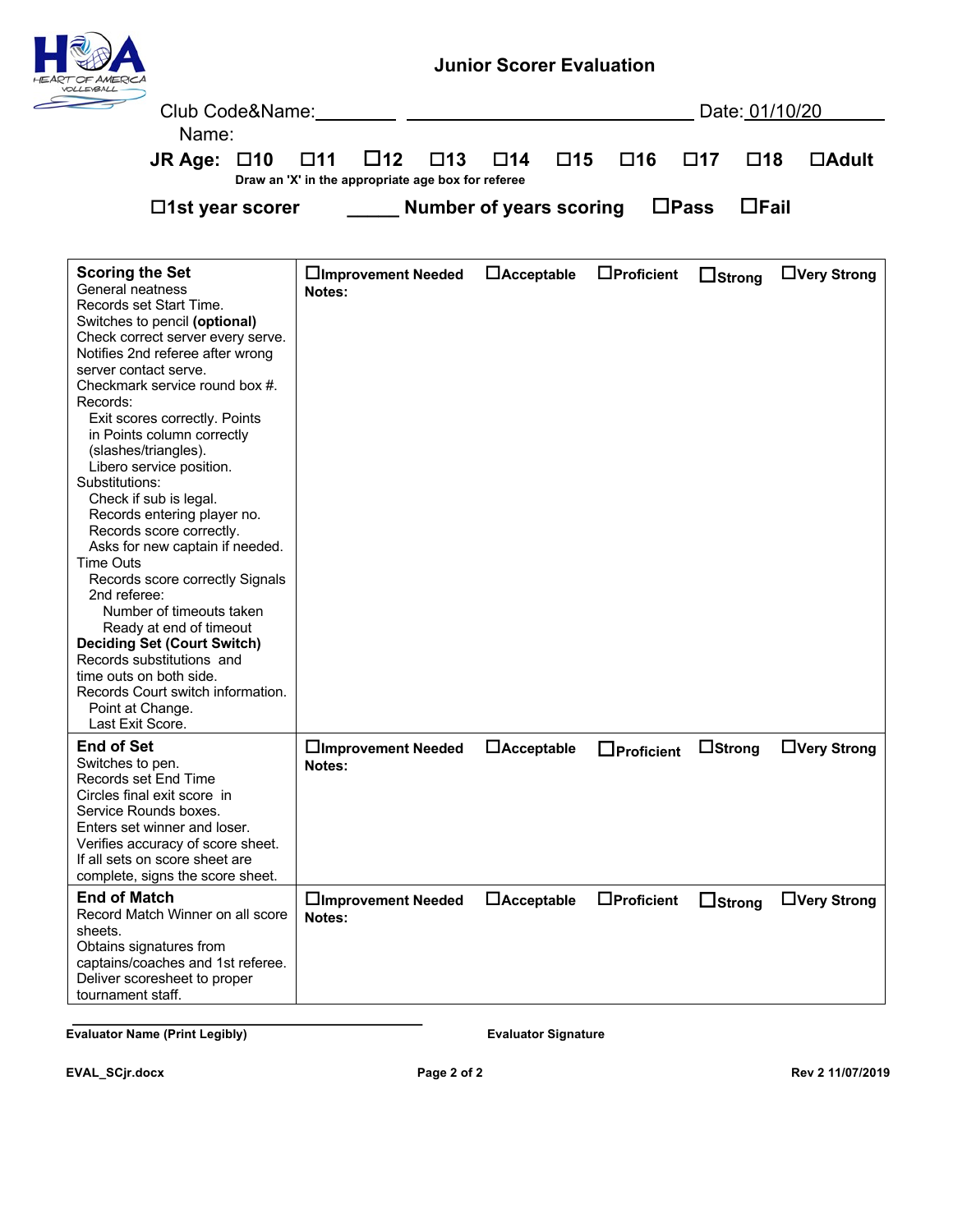# Junior Scorer Evaluation

Club Code&Name:________ ________________________________ Date: 01/10/20

Name:

**JR Age:** ☐10 ☐11 ☐12 ☐13 ☐14 ☐15 ☐16 ☐17 ☐18 ☐Adult

**Draw an 'X' in the appropriate age box for referee**

**☐1st year scorer** _____ **Number of years scoring** **☐Pass** **☐Fail**

| | | | | | |
|---|---|---|---|---|---|
| **Scoring the Set**<br>General neatness<br>Records set Start Time.<br>Switches to pencil **(optional)**<br>Check correct server every serve.<br>Notifies 2nd referee after wrong server contact serve.<br>Checkmark service round box #.<br>Records:<br>Exit scores correctly. Points in Points column correctly (slashes/triangles).<br>Libero service position.<br>Substitutions:<br>Check if sub is legal.<br>Records entering player no.<br>Records score correctly.<br>Asks for new captain if needed.<br>Time Outs<br>Records score correctly Signals 2nd referee:<br>Number of timeouts taken<br>Ready at end of timeout<br>**Deciding Set (Court Switch)**<br>Records substitutions and time outs on both side.<br>Records Court switch information.<br>Point at Change.<br>Last Exit Score. | **☐Improvement Needed**<br>**Notes:** | **☐Acceptable** | **☐Proficient** | **☐Strong** | **☐Very Strong** |
| **End of Set**<br>Switches to pen.<br>Records set End Time<br>Circles final exit score in Service Rounds boxes.<br>Enters set winner and loser.<br>Verifies accuracy of score sheet.<br>If all sets on score sheet are complete, signs the score sheet. | **☐Improvement Needed**<br>**Notes:** | **☐Acceptable** | **☐Proficient** | **☐Strong** | **☐Very Strong** |
| **End of Match**<br>Record Match Winner on all score sheets.<br>Obtains signatures from captains/coaches and 1st referee.<br>Deliver scoresheet to proper tournament staff. | **☐Improvement Needed**<br>**Notes:** | **☐Acceptable** | **☐Proficient** | **☐Strong** | **☐Very Strong** |

______________________________________

**Evaluator Name (Print Legibly)** **Evaluator Signature**

**EVAL_SCjr.docx** **Rev 2 11/07/2019**